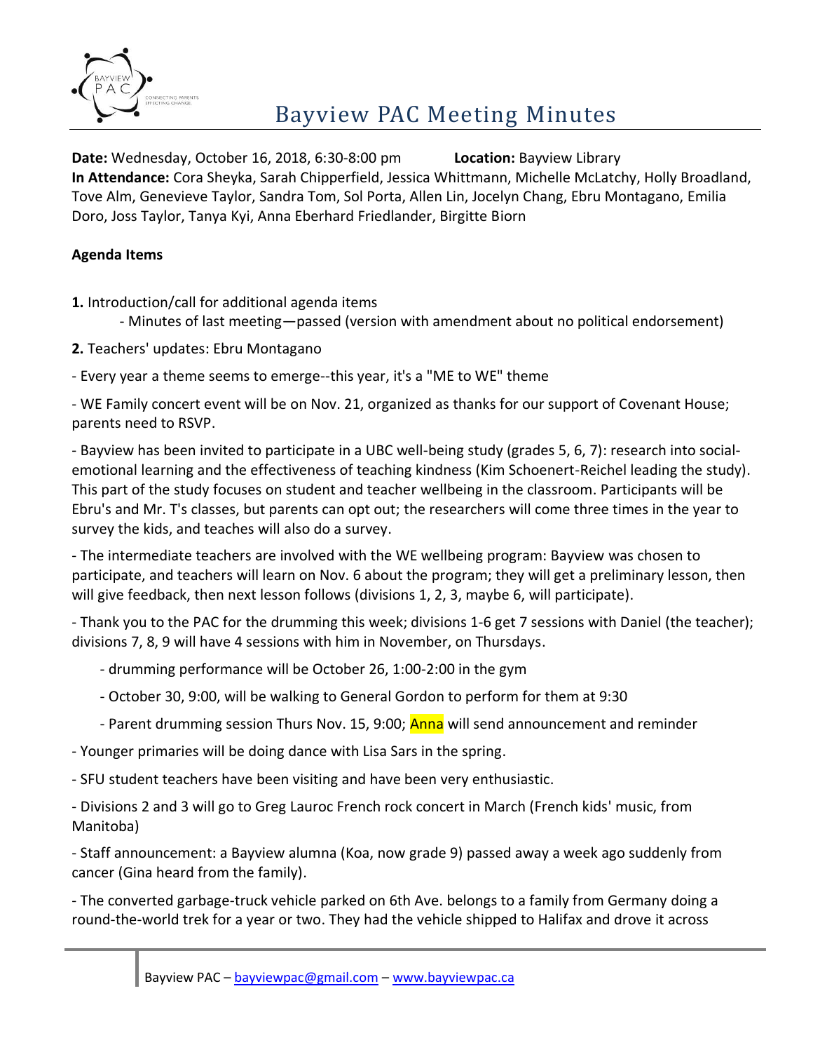# Bayview PAC Meeting Minutes

**Date:** Wednesday, October 16, 2018, 6:30-8:00 pm **Location:** Bayview Library
**In Attendance:** Cora Sheyka, Sarah Chipperfield, Jessica Whittmann, Michelle McLatchy, Holly Broadland, Tove Alm, Genevieve Taylor, Sandra Tom, Sol Porta, Allen Lin, Jocelyn Chang, Ebru Montagano, Emilia Doro, Joss Taylor, Tanya Kyi, Anna Eberhard Friedlander, Birgitte Biorn

**Agenda Items**

**1.** Introduction/call for additional agenda items

- Minutes of last meeting—passed (version with amendment about no political endorsement)

**2.** Teachers' updates: Ebru Montagano

- Every year a theme seems to emerge--this year, it's a "ME to WE" theme

- WE Family concert event will be on Nov. 21, organized as thanks for our support of Covenant House; parents need to RSVP.

- Bayview has been invited to participate in a UBC well-being study (grades 5, 6, 7): research into social-emotional learning and the effectiveness of teaching kindness (Kim Schoenert-Reichel leading the study). This part of the study focuses on student and teacher wellbeing in the classroom. Participants will be Ebru's and Mr. T's classes, but parents can opt out; the researchers will come three times in the year to survey the kids, and teaches will also do a survey.

- The intermediate teachers are involved with the WE wellbeing program: Bayview was chosen to participate, and teachers will learn on Nov. 6 about the program; they will get a preliminary lesson, then will give feedback, then next lesson follows (divisions 1, 2, 3, maybe 6, will participate).

- Thank you to the PAC for the drumming this week; divisions 1-6 get 7 sessions with Daniel (the teacher); divisions 7, 8, 9 will have 4 sessions with him in November, on Thursdays.

  - drumming performance will be October 26, 1:00-2:00 in the gym
  - October 30, 9:00, will be walking to General Gordon to perform for them at 9:30
  - Parent drumming session Thurs Nov. 15, 9:00; Anna will send announcement and reminder

- Younger primaries will be doing dance with Lisa Sars in the spring.

- SFU student teachers have been visiting and have been very enthusiastic.

- Divisions 2 and 3 will go to Greg Lauroc French rock concert in March (French kids' music, from Manitoba)

- Staff announcement: a Bayview alumna (Koa, now grade 9) passed away a week ago suddenly from cancer (Gina heard from the family).

- The converted garbage-truck vehicle parked on 6th Ave. belongs to a family from Germany doing a round-the-world trek for a year or two. They had the vehicle shipped to Halifax and drove it across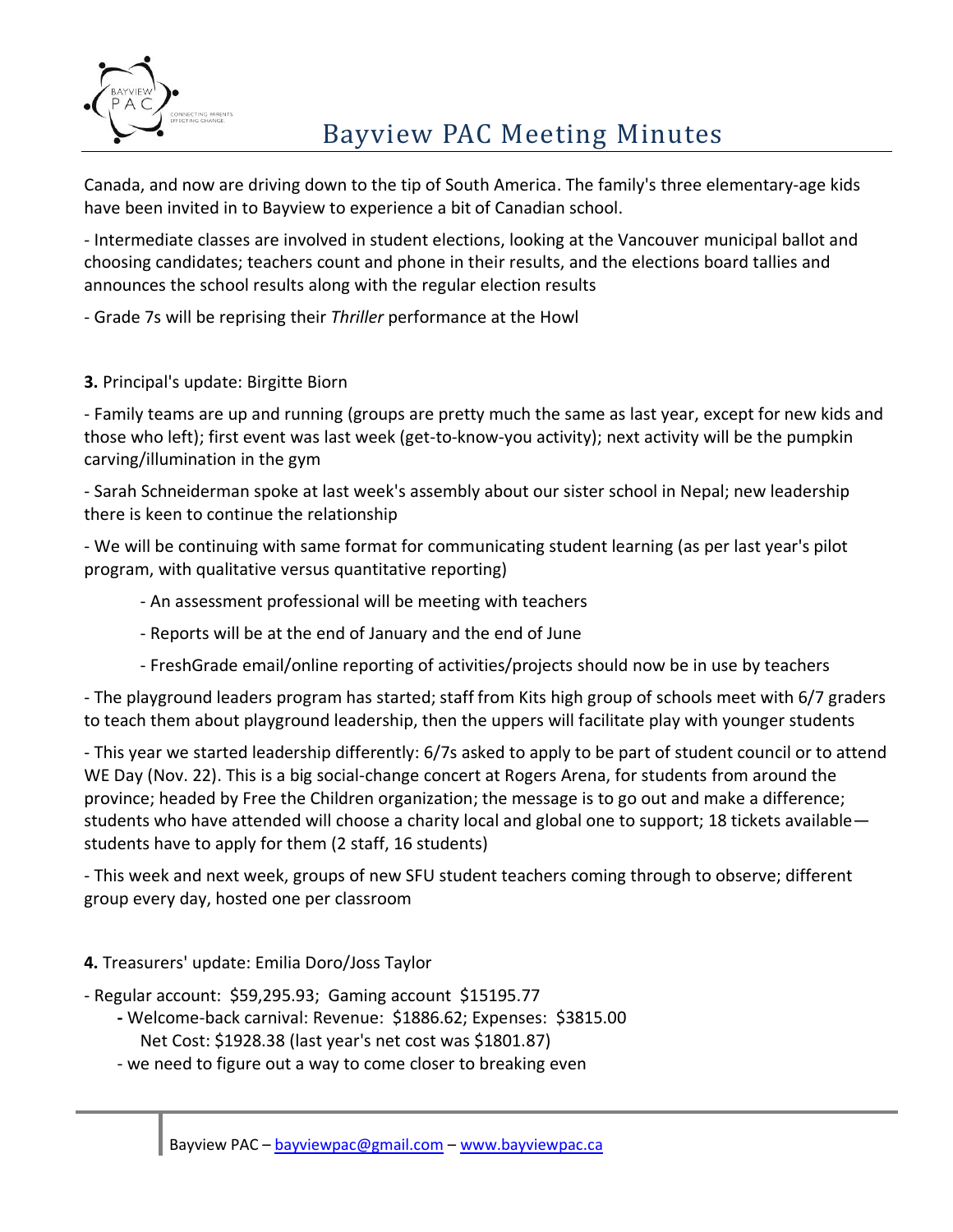Canada, and now are driving down to the tip of South America. The family's three elementary-age kids have been invited in to Bayview to experience a bit of Canadian school.

- Intermediate classes are involved in student elections, looking at the Vancouver municipal ballot and choosing candidates; teachers count and phone in their results, and the elections board tallies and announces the school results along with the regular election results

- Grade 7s will be reprising their *Thriller* performance at the Howl

**3.** Principal's update: Birgitte Biorn

- Family teams are up and running (groups are pretty much the same as last year, except for new kids and those who left); first event was last week (get-to-know-you activity); next activity will be the pumpkin carving/illumination in the gym

- Sarah Schneiderman spoke at last week's assembly about our sister school in Nepal; new leadership there is keen to continue the relationship

- We will be continuing with same format for communicating student learning (as per last year's pilot program, with qualitative versus quantitative reporting)

    - An assessment professional will be meeting with teachers

    - Reports will be at the end of January and the end of June

    - FreshGrade email/online reporting of activities/projects should now be in use by teachers

- The playground leaders program has started; staff from Kits high group of schools meet with 6/7 graders to teach them about playground leadership, then the uppers will facilitate play with younger students

- This year we started leadership differently: 6/7s asked to apply to be part of student council or to attend WE Day (Nov. 22). This is a big social-change concert at Rogers Arena, for students from around the province; headed by Free the Children organization; the message is to go out and make a difference; students who have attended will choose a charity local and global one to support; 18 tickets available—students have to apply for them (2 staff, 16 students)

- This week and next week, groups of new SFU student teachers coming through to observe; different group every day, hosted one per classroom

**4.** Treasurers' update: Emilia Doro/Joss Taylor

- Regular account: $59,295.93; Gaming account $15195.77
    - Welcome-back carnival: Revenue: $1886.62; Expenses: $3815.00
      Net Cost: $1928.38 (last year's net cost was $1801.87)
    - we need to figure out a way to come closer to breaking even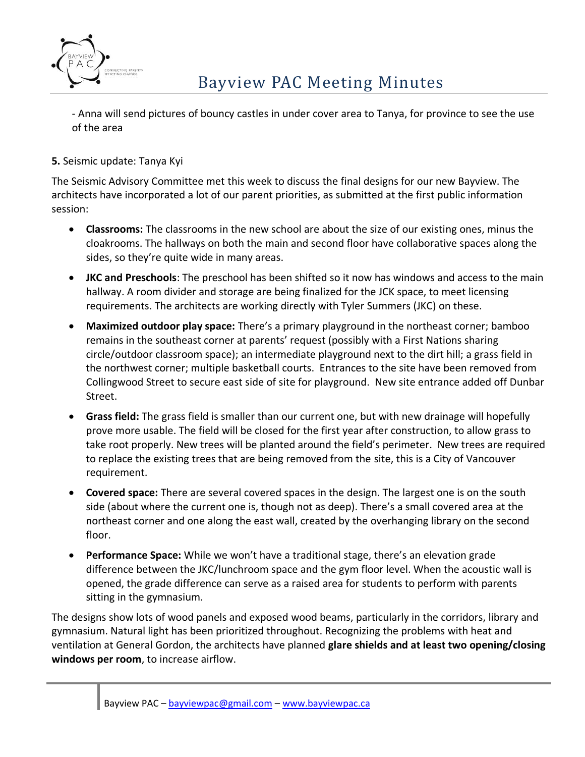- Anna will send pictures of bouncy castles in under cover area to Tanya, for province to see the use of the area

**5.** Seismic update: Tanya Kyi

The Seismic Advisory Committee met this week to discuss the final designs for our new Bayview. The architects have incorporated a lot of our parent priorities, as submitted at the first public information session:

- **Classrooms:** The classrooms in the new school are about the size of our existing ones, minus the cloakrooms. The hallways on both the main and second floor have collaborative spaces along the sides, so they're quite wide in many areas.
- **JKC and Preschools**: The preschool has been shifted so it now has windows and access to the main hallway. A room divider and storage are being finalized for the JCK space, to meet licensing requirements. The architects are working directly with Tyler Summers (JKC) on these.
- **Maximized outdoor play space:** There's a primary playground in the northeast corner; bamboo remains in the southeast corner at parents' request (possibly with a First Nations sharing circle/outdoor classroom space); an intermediate playground next to the dirt hill; a grass field in the northwest corner; multiple basketball courts. Entrances to the site have been removed from Collingwood Street to secure east side of site for playground. New site entrance added off Dunbar Street.
- **Grass field:** The grass field is smaller than our current one, but with new drainage will hopefully prove more usable. The field will be closed for the first year after construction, to allow grass to take root properly. New trees will be planted around the field's perimeter. New trees are required to replace the existing trees that are being removed from the site, this is a City of Vancouver requirement.
- **Covered space:** There are several covered spaces in the design. The largest one is on the south side (about where the current one is, though not as deep). There's a small covered area at the northeast corner and one along the east wall, created by the overhanging library on the second floor.
- **Performance Space:** While we won't have a traditional stage, there's an elevation grade difference between the JKC/lunchroom space and the gym floor level. When the acoustic wall is opened, the grade difference can serve as a raised area for students to perform with parents sitting in the gymnasium.

The designs show lots of wood panels and exposed wood beams, particularly in the corridors, library and gymnasium. Natural light has been prioritized throughout. Recognizing the problems with heat and ventilation at General Gordon, the architects have planned **glare shields and at least two opening/closing windows per room**, to increase airflow.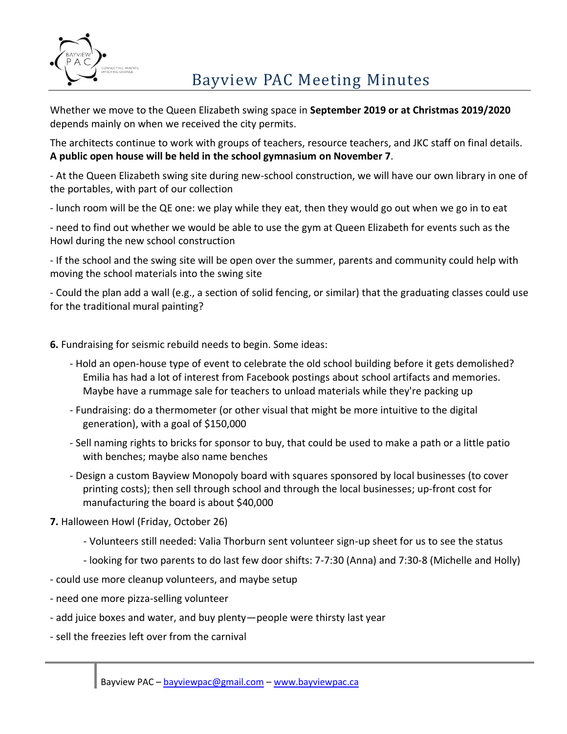# Bayview PAC Meeting Minutes

Whether we move to the Queen Elizabeth swing space in **September 2019 or at Christmas 2019/2020** depends mainly on when we received the city permits.

The architects continue to work with groups of teachers, resource teachers, and JKC staff on final details. **A public open house will be held in the school gymnasium on November 7**.

- At the Queen Elizabeth swing site during new-school construction, we will have our own library in one of the portables, with part of our collection
- lunch room will be the QE one: we play while they eat, then they would go out when we go in to eat
- need to find out whether we would be able to use the gym at Queen Elizabeth for events such as the Howl during the new school construction
- If the school and the swing site will be open over the summer, parents and community could help with moving the school materials into the swing site
- Could the plan add a wall (e.g., a section of solid fencing, or similar) that the graduating classes could use for the traditional mural painting?

**6.** Fundraising for seismic rebuild needs to begin. Some ideas:

- Hold an open-house type of event to celebrate the old school building before it gets demolished? Emilia has had a lot of interest from Facebook postings about school artifacts and memories. Maybe have a rummage sale for teachers to unload materials while they're packing up
- Fundraising: do a thermometer (or other visual that might be more intuitive to the digital generation), with a goal of $150,000
- Sell naming rights to bricks for sponsor to buy, that could be used to make a path or a little patio with benches; maybe also name benches
- Design a custom Bayview Monopoly board with squares sponsored by local businesses (to cover printing costs); then sell through school and through the local businesses; up-front cost for manufacturing the board is about $40,000

**7.** Halloween Howl (Friday, October 26)

- Volunteers still needed: Valia Thorburn sent volunteer sign-up sheet for us to see the status
- looking for two parents to do last few door shifts: 7-7:30 (Anna) and 7:30-8 (Michelle and Holly)

- could use more cleanup volunteers, and maybe setup
- need one more pizza-selling volunteer
- add juice boxes and water, and buy plenty—people were thirsty last year
- sell the freezies left over from the carnival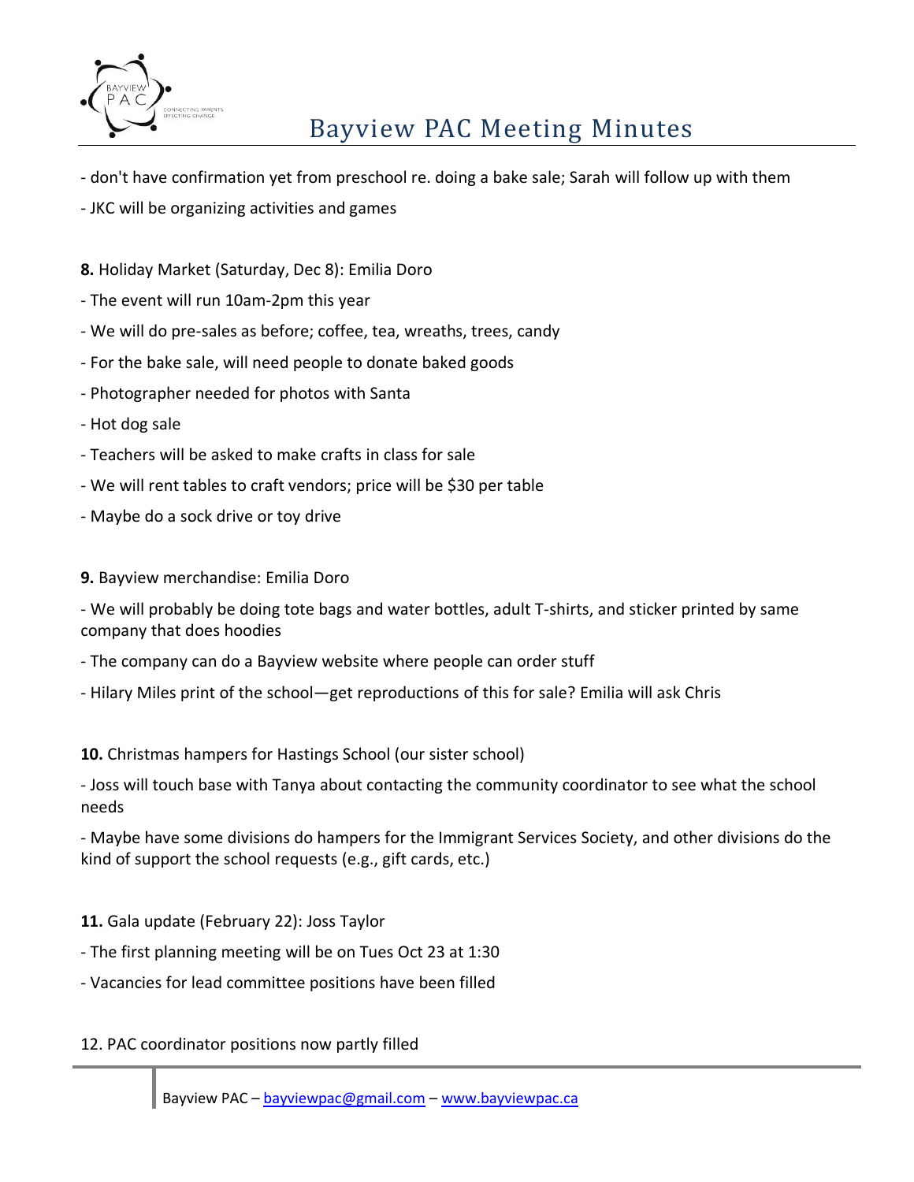- don't have confirmation yet from preschool re. doing a bake sale; Sarah will follow up with them

- JKC will be organizing activities and games

**8.** Holiday Market (Saturday, Dec 8): Emilia Doro

- The event will run 10am-2pm this year

- We will do pre-sales as before; coffee, tea, wreaths, trees, candy

- For the bake sale, will need people to donate baked goods

- Photographer needed for photos with Santa

- Hot dog sale

- Teachers will be asked to make crafts in class for sale

- We will rent tables to craft vendors; price will be $30 per table

- Maybe do a sock drive or toy drive

**9.** Bayview merchandise: Emilia Doro

- We will probably be doing tote bags and water bottles, adult T-shirts, and sticker printed by same company that does hoodies

- The company can do a Bayview website where people can order stuff

- Hilary Miles print of the school—get reproductions of this for sale? Emilia will ask Chris

**10.** Christmas hampers for Hastings School (our sister school)

- Joss will touch base with Tanya about contacting the community coordinator to see what the school needs

- Maybe have some divisions do hampers for the Immigrant Services Society, and other divisions do the kind of support the school requests (e.g., gift cards, etc.)

**11.** Gala update (February 22): Joss Taylor

- The first planning meeting will be on Tues Oct 23 at 1:30

- Vacancies for lead committee positions have been filled

12. PAC coordinator positions now partly filled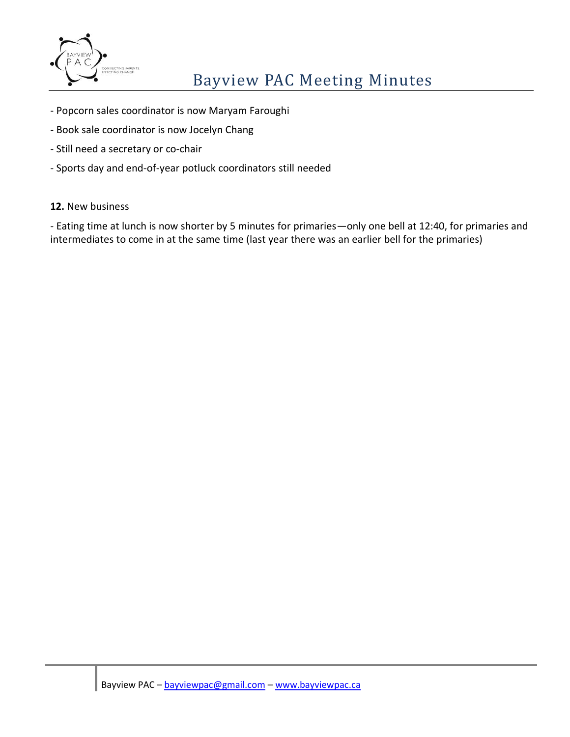- Popcorn sales coordinator is now Maryam Faroughi

- Book sale coordinator is now Jocelyn Chang

- Still need a secretary or co-chair

- Sports day and end-of-year potluck coordinators still needed

**12.** New business

- Eating time at lunch is now shorter by 5 minutes for primaries—only one bell at 12:40, for primaries and intermediates to come in at the same time (last year there was an earlier bell for the primaries)